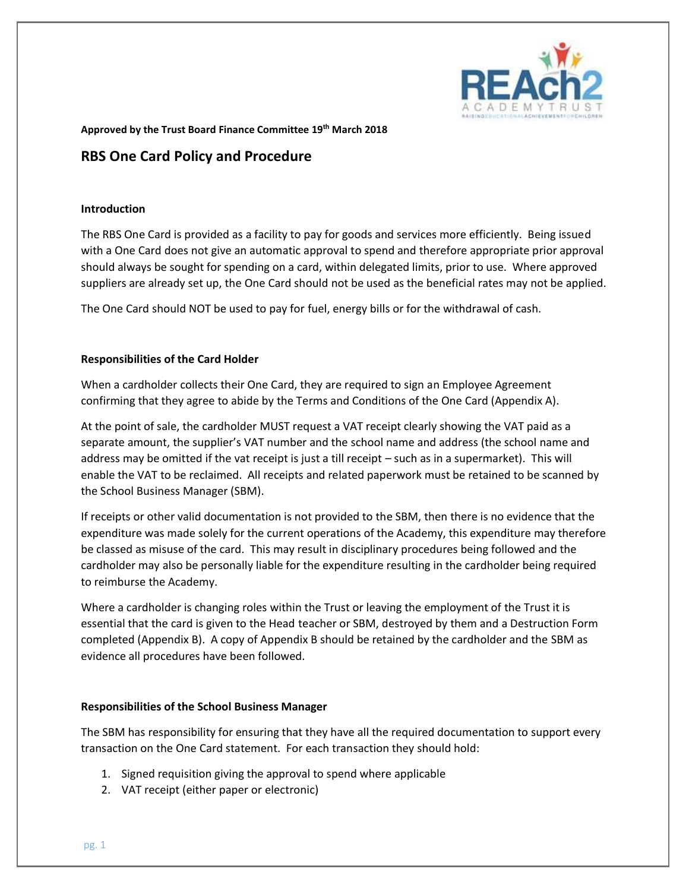**Approved by the Trust Board Finance Committee 19th March 2018**

# RBS One Card Policy and Procedure

### Introduction

The RBS One Card is provided as a facility to pay for goods and services more efficiently. Being issued with a One Card does not give an automatic approval to spend and therefore appropriate prior approval should always be sought for spending on a card, within delegated limits, prior to use. Where approved suppliers are already set up, the One Card should not be used as the beneficial rates may not be applied.

The One Card should NOT be used to pay for fuel, energy bills or for the withdrawal of cash.

### Responsibilities of the Card Holder

When a cardholder collects their One Card, they are required to sign an Employee Agreement confirming that they agree to abide by the Terms and Conditions of the One Card (Appendix A).

At the point of sale, the cardholder MUST request a VAT receipt clearly showing the VAT paid as a separate amount, the supplier's VAT number and the school name and address (the school name and address may be omitted if the vat receipt is just a till receipt – such as in a supermarket). This will enable the VAT to be reclaimed. All receipts and related paperwork must be retained to be scanned by the School Business Manager (SBM).

If receipts or other valid documentation is not provided to the SBM, then there is no evidence that the expenditure was made solely for the current operations of the Academy, this expenditure may therefore be classed as misuse of the card. This may result in disciplinary procedures being followed and the cardholder may also be personally liable for the expenditure resulting in the cardholder being required to reimburse the Academy.

Where a cardholder is changing roles within the Trust or leaving the employment of the Trust it is essential that the card is given to the Head teacher or SBM, destroyed by them and a Destruction Form completed (Appendix B). A copy of Appendix B should be retained by the cardholder and the SBM as evidence all procedures have been followed.

### Responsibilities of the School Business Manager

The SBM has responsibility for ensuring that they have all the required documentation to support every transaction on the One Card statement. For each transaction they should hold:

1. Signed requisition giving the approval to spend where applicable
2. VAT receipt (either paper or electronic)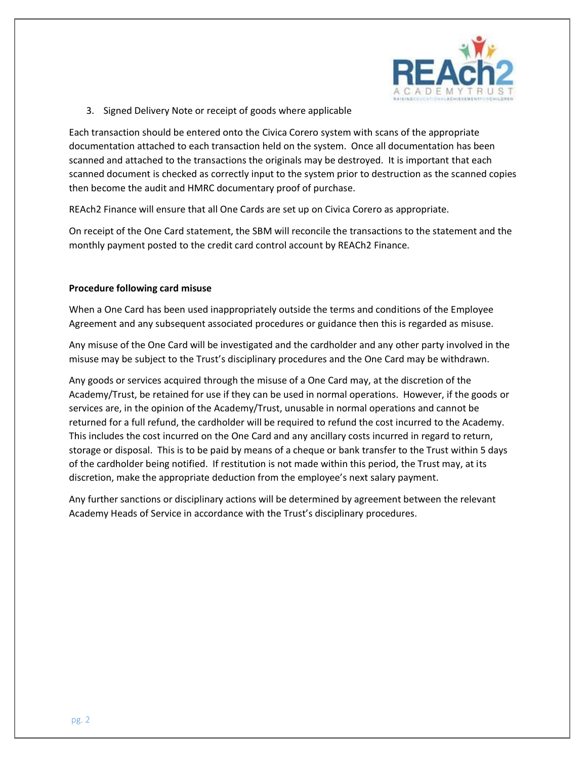3. Signed Delivery Note or receipt of goods where applicable

Each transaction should be entered onto the Civica Corero system with scans of the appropriate documentation attached to each transaction held on the system. Once all documentation has been scanned and attached to the transactions the originals may be destroyed. It is important that each scanned document is checked as correctly input to the system prior to destruction as the scanned copies then become the audit and HMRC documentary proof of purchase.

REAch2 Finance will ensure that all One Cards are set up on Civica Corero as appropriate.

On receipt of the One Card statement, the SBM will reconcile the transactions to the statement and the monthly payment posted to the credit card control account by REACh2 Finance.

**Procedure following card misuse**

When a One Card has been used inappropriately outside the terms and conditions of the Employee Agreement and any subsequent associated procedures or guidance then this is regarded as misuse.

Any misuse of the One Card will be investigated and the cardholder and any other party involved in the misuse may be subject to the Trust's disciplinary procedures and the One Card may be withdrawn.

Any goods or services acquired through the misuse of a One Card may, at the discretion of the Academy/Trust, be retained for use if they can be used in normal operations. However, if the goods or services are, in the opinion of the Academy/Trust, unusable in normal operations and cannot be returned for a full refund, the cardholder will be required to refund the cost incurred to the Academy. This includes the cost incurred on the One Card and any ancillary costs incurred in regard to return, storage or disposal. This is to be paid by means of a cheque or bank transfer to the Trust within 5 days of the cardholder being notified. If restitution is not made within this period, the Trust may, at its discretion, make the appropriate deduction from the employee's next salary payment.

Any further sanctions or disciplinary actions will be determined by agreement between the relevant Academy Heads of Service in accordance with the Trust's disciplinary procedures.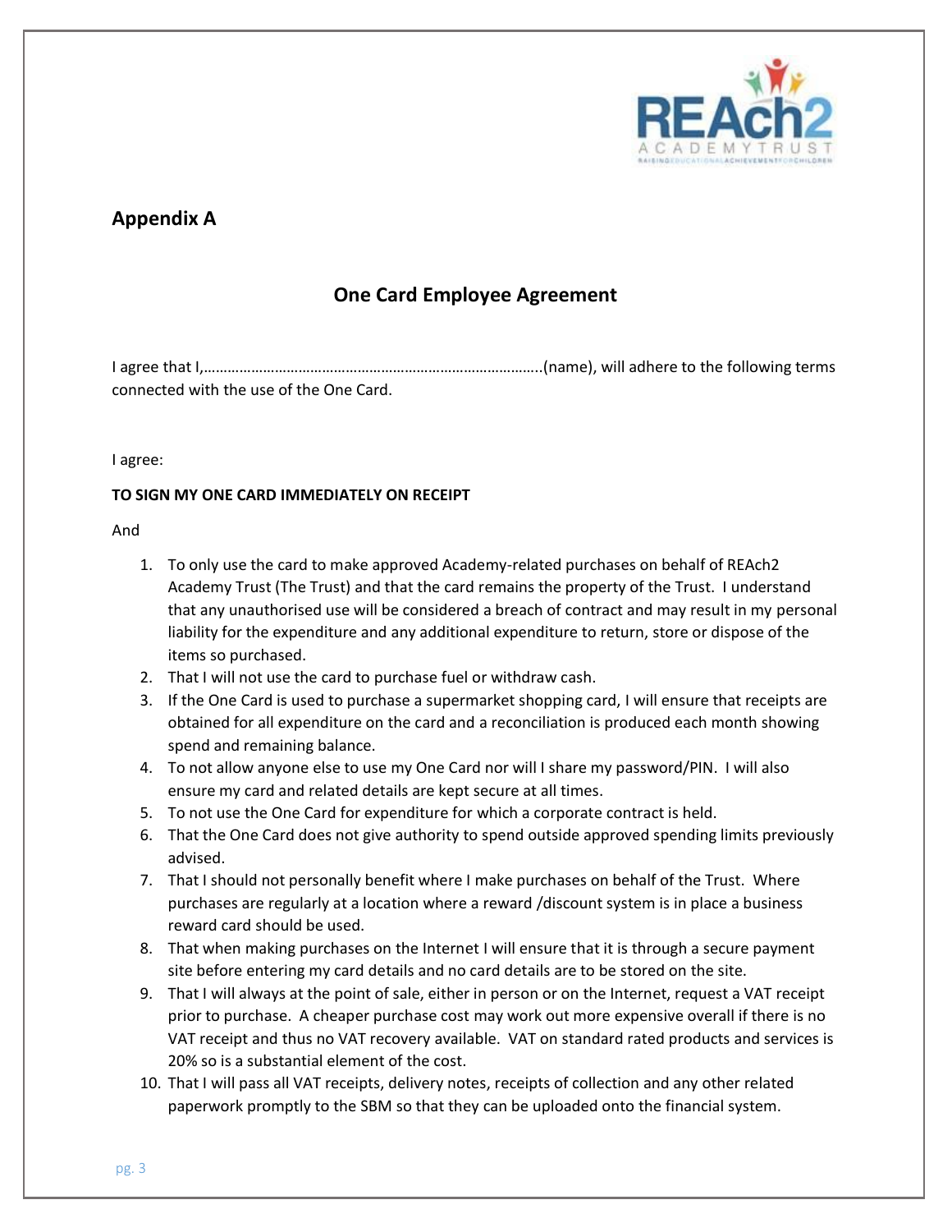## Appendix A

### One Card Employee Agreement

I agree that I,………………………………………………………………………..(name), will adhere to the following terms connected with the use of the One Card.

I agree:

**TO SIGN MY ONE CARD IMMEDIATELY ON RECEIPT**

And

1. To only use the card to make approved Academy-related purchases on behalf of REAch2 Academy Trust (The Trust) and that the card remains the property of the Trust. I understand that any unauthorised use will be considered a breach of contract and may result in my personal liability for the expenditure and any additional expenditure to return, store or dispose of the items so purchased.
2. That I will not use the card to purchase fuel or withdraw cash.
3. If the One Card is used to purchase a supermarket shopping card, I will ensure that receipts are obtained for all expenditure on the card and a reconciliation is produced each month showing spend and remaining balance.
4. To not allow anyone else to use my One Card nor will I share my password/PIN. I will also ensure my card and related details are kept secure at all times.
5. To not use the One Card for expenditure for which a corporate contract is held.
6. That the One Card does not give authority to spend outside approved spending limits previously advised.
7. That I should not personally benefit where I make purchases on behalf of the Trust. Where purchases are regularly at a location where a reward /discount system is in place a business reward card should be used.
8. That when making purchases on the Internet I will ensure that it is through a secure payment site before entering my card details and no card details are to be stored on the site.
9. That I will always at the point of sale, either in person or on the Internet, request a VAT receipt prior to purchase. A cheaper purchase cost may work out more expensive overall if there is no VAT receipt and thus no VAT recovery available. VAT on standard rated products and services is 20% so is a substantial element of the cost.
10. That I will pass all VAT receipts, delivery notes, receipts of collection and any other related paperwork promptly to the SBM so that they can be uploaded onto the financial system.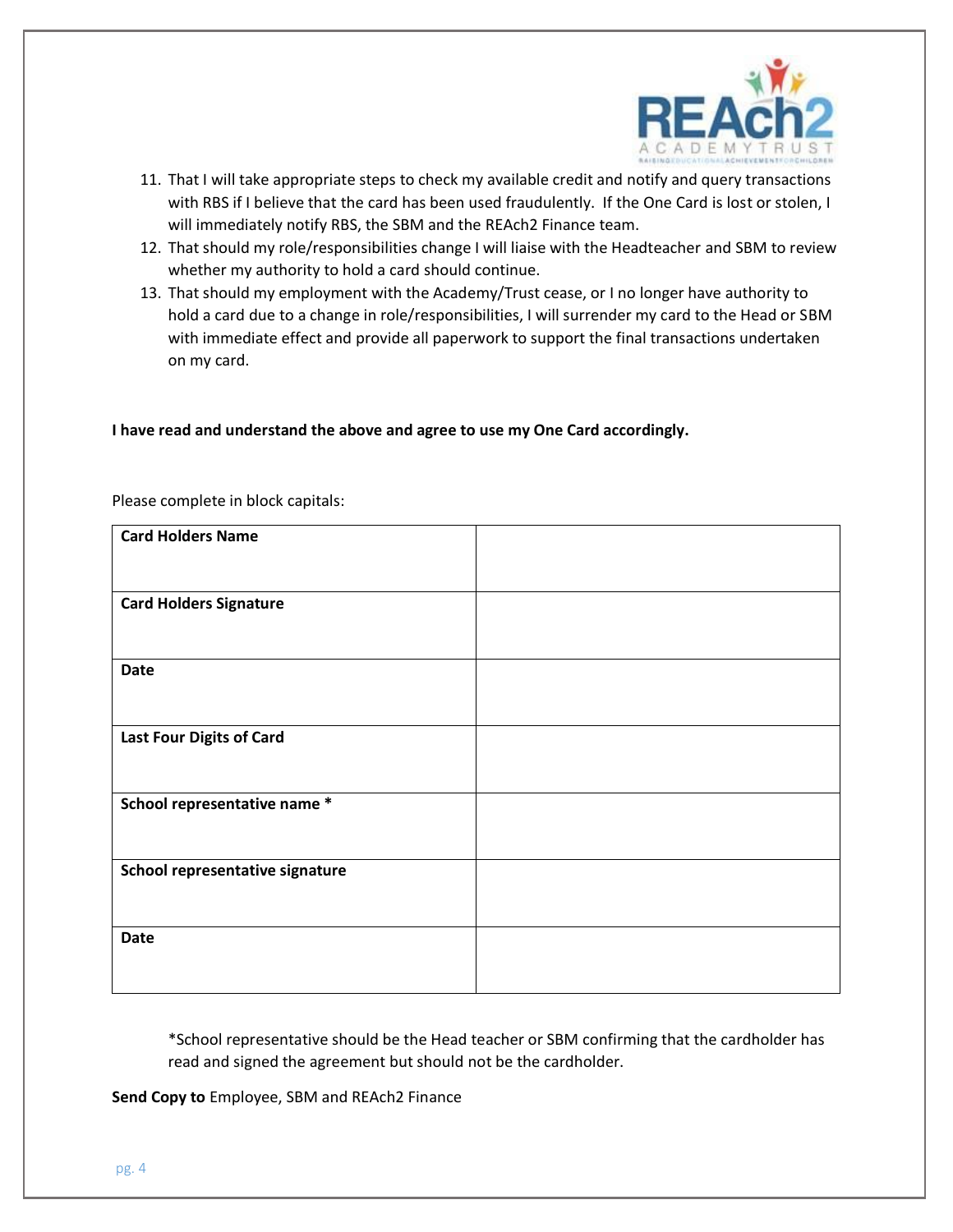11. That I will take appropriate steps to check my available credit and notify and query transactions with RBS if I believe that the card has been used fraudulently. If the One Card is lost or stolen, I will immediately notify RBS, the SBM and the REAch2 Finance team.
12. That should my role/responsibilities change I will liaise with the Headteacher and SBM to review whether my authority to hold a card should continue.
13. That should my employment with the Academy/Trust cease, or I no longer have authority to hold a card due to a change in role/responsibilities, I will surrender my card to the Head or SBM with immediate effect and provide all paperwork to support the final transactions undertaken on my card.

**I have read and understand the above and agree to use my One Card accordingly.**

Please complete in block capitals:

| | |
|---|---|
| **Card Holders Name** | |
| **Card Holders Signature** | |
| **Date** | |
| **Last Four Digits of Card** | |
| **School representative name *** | |
| **School representative signature** | |
| **Date** | |

*School representative should be the Head teacher or SBM confirming that the cardholder has read and signed the agreement but should not be the cardholder.

**Send Copy to** Employee, SBM and REAch2 Finance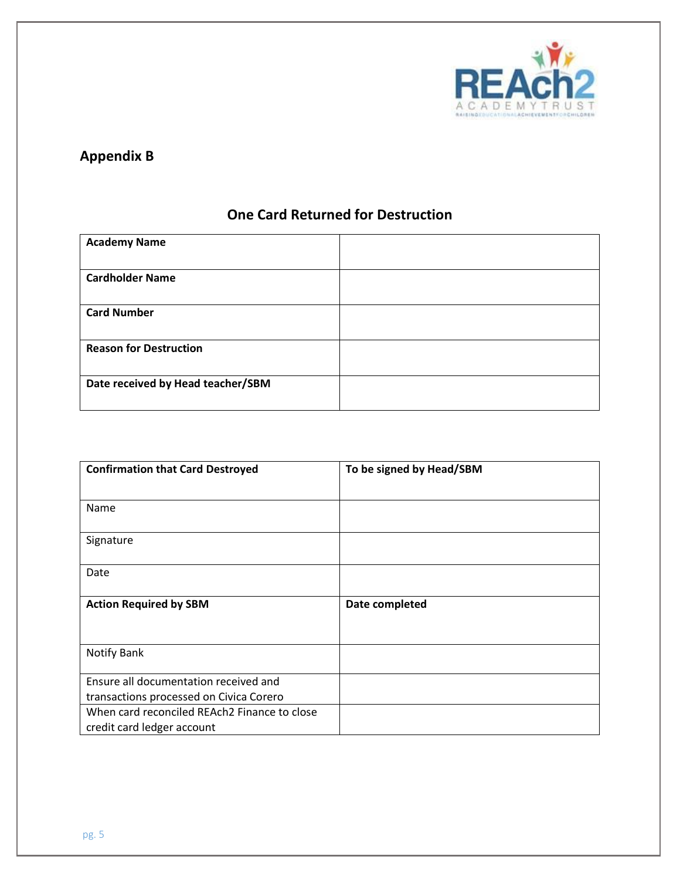## Appendix B

### One Card Returned for Destruction

| | |
|---|---|
| **Academy Name** | |
| **Cardholder Name** | |
| **Card Number** | |
| **Reason for Destruction** | |
| **Date received by Head teacher/SBM** | |

| | |
|---|---|
| **Confirmation that Card Destroyed** | **To be signed by Head/SBM** |
| Name | |
| Signature | |
| Date | |
| **Action Required by SBM** | **Date completed** |
| Notify Bank | |
| Ensure all documentation received and transactions processed on Civica Corero | |
| When card reconciled REAch2 Finance to close credit card ledger account | |